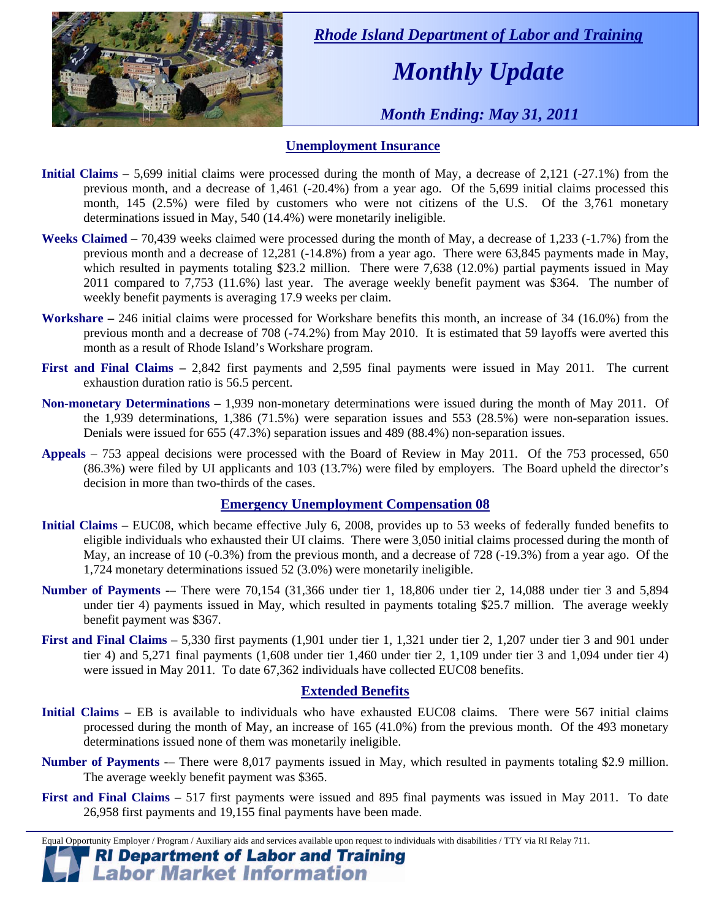*Rhode Island Department of Labor and Training*

# *Monthly Update*

*Month Ending: May 31, 2011*

## Unemployment Insurance

**Initial Claims –** 5,699 initial claims were processed during the month of May, a decrease of 2,121 (-27.1%) from the previous month, and a decrease of 1,461 (-20.4%) from a year ago. Of the 5,699 initial claims processed this month, 145 (2.5%) were filed by customers who were not citizens of the U.S. Of the 3,761 monetary determinations issued in May, 540 (14.4%) were monetarily ineligible.

**Weeks Claimed –** 70,439 weeks claimed were processed during the month of May, a decrease of 1,233 (-1.7%) from the previous month and a decrease of 12,281 (-14.8%) from a year ago. There were 63,845 payments made in May, which resulted in payments totaling $23.2 million. There were 7,638 (12.0%) partial payments issued in May 2011 compared to 7,753 (11.6%) last year. The average weekly benefit payment was $364. The number of weekly benefit payments is averaging 17.9 weeks per claim.

**Workshare –** 246 initial claims were processed for Workshare benefits this month, an increase of 34 (16.0%) from the previous month and a decrease of 708 (-74.2%) from May 2010. It is estimated that 59 layoffs were averted this month as a result of Rhode Island's Workshare program.

**First and Final Claims –** 2,842 first payments and 2,595 final payments were issued in May 2011. The current exhaustion duration ratio is 56.5 percent.

**Non-monetary Determinations –** 1,939 non-monetary determinations were issued during the month of May 2011. Of the 1,939 determinations, 1,386 (71.5%) were separation issues and 553 (28.5%) were non-separation issues. Denials were issued for 655 (47.3%) separation issues and 489 (88.4%) non-separation issues.

**Appeals** – 753 appeal decisions were processed with the Board of Review in May 2011. Of the 753 processed, 650 (86.3%) were filed by UI applicants and 103 (13.7%) were filed by employers. The Board upheld the director's decision in more than two-thirds of the cases.

## Emergency Unemployment Compensation 08

**Initial Claims** – EUC08, which became effective July 6, 2008, provides up to 53 weeks of federally funded benefits to eligible individuals who exhausted their UI claims. There were 3,050 initial claims processed during the month of May, an increase of 10 (-0.3%) from the previous month, and a decrease of 728 (-19.3%) from a year ago. Of the 1,724 monetary determinations issued 52 (3.0%) were monetarily ineligible.

**Number of Payments** -– There were 70,154 (31,366 under tier 1, 18,806 under tier 2, 14,088 under tier 3 and 5,894 under tier 4) payments issued in May, which resulted in payments totaling $25.7 million. The average weekly benefit payment was $367.

**First and Final Claims** – 5,330 first payments (1,901 under tier 1, 1,321 under tier 2, 1,207 under tier 3 and 901 under tier 4) and 5,271 final payments (1,608 under tier 1,460 under tier 2, 1,109 under tier 3 and 1,094 under tier 4) were issued in May 2011. To date 67,362 individuals have collected EUC08 benefits.

## Extended Benefits

**Initial Claims** – EB is available to individuals who have exhausted EUC08 claims. There were 567 initial claims processed during the month of May, an increase of 165 (41.0%) from the previous month. Of the 493 monetary determinations issued none of them was monetarily ineligible.

**Number of Payments** -– There were 8,017 payments issued in May, which resulted in payments totaling $2.9 million. The average weekly benefit payment was $365.

**First and Final Claims** – 517 first payments were issued and 895 final payments was issued in May 2011. To date 26,958 first payments and 19,155 final payments have been made.

Equal Opportunity Employer / Program / Auxiliary aids and services available upon request to individuals with disabilities / TTY via RI Relay 711.

**RI Department of Labor and Training**
**Labor Market Information**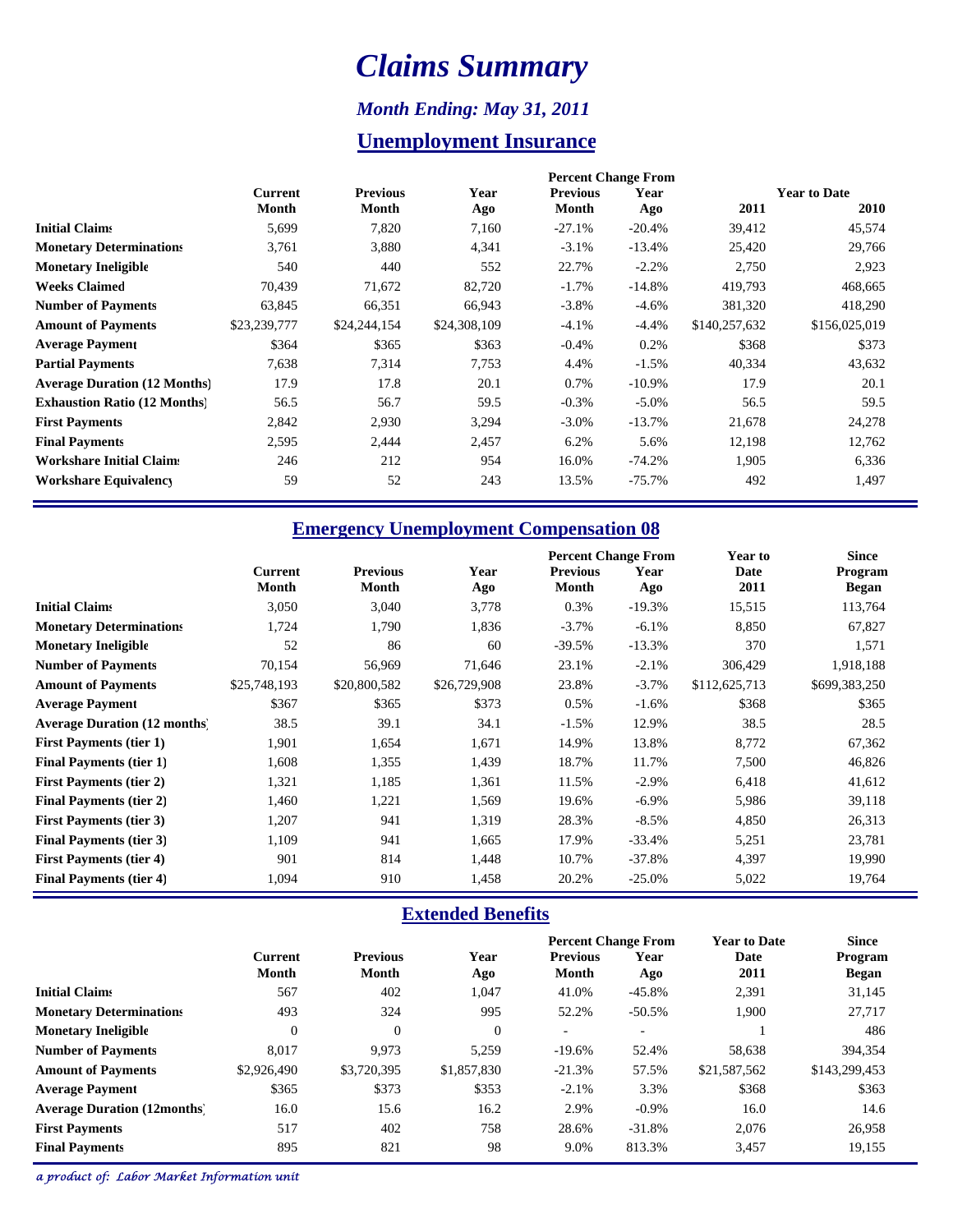# Claims Summary

## *Month Ending: May 31, 2011*

## Unemployment Insurance

| | Current Month | Previous Month | Year Ago | Percent Change From Previous Month | Percent Change From Year Ago | Year to Date 2011 | Year to Date 2010 |
|---|---|---|---|---|---|---|---|
| **Initial Claims** | 5,699 | 7,820 | 7,160 | -27.1% | -20.4% | 39,412 | 45,574 |
| **Monetary Determinations** | 3,761 | 3,880 | 4,341 | -3.1% | -13.4% | 25,420 | 29,766 |
| **Monetary Ineligible** | 540 | 440 | 552 | 22.7% | -2.2% | 2,750 | 2,923 |
| **Weeks Claimed** | 70,439 | 71,672 | 82,720 | -1.7% | -14.8% | 419,793 | 468,665 |
| **Number of Payments** | 63,845 | 66,351 | 66,943 | -3.8% | -4.6% | 381,320 | 418,290 |
| **Amount of Payments** | $23,239,777 | $24,244,154 | $24,308,109 | -4.1% | -4.4% | $140,257,632 | $156,025,019 |
| **Average Payment** | $364 | $365 | $363 | -0.4% | 0.2% | $368 | $373 |
| **Partial Payments** | 7,638 | 7,314 | 7,753 | 4.4% | -1.5% | 40,334 | 43,632 |
| **Average Duration (12 Months)** | 17.9 | 17.8 | 20.1 | 0.7% | -10.9% | 17.9 | 20.1 |
| **Exhaustion Ratio (12 Months)** | 56.5 | 56.7 | 59.5 | -0.3% | -5.0% | 56.5 | 59.5 |
| **First Payments** | 2,842 | 2,930 | 3,294 | -3.0% | -13.7% | 21,678 | 24,278 |
| **Final Payments** | 2,595 | 2,444 | 2,457 | 6.2% | 5.6% | 12,198 | 12,762 |
| **Workshare Initial Claims** | 246 | 212 | 954 | 16.0% | -74.2% | 1,905 | 6,336 |
| **Workshare Equivalency** | 59 | 52 | 243 | 13.5% | -75.7% | 492 | 1,497 |

## Emergency Unemployment Compensation 08

| | Current Month | Previous Month | Year Ago | Percent Change From Previous Month | Percent Change From Year Ago | Year to Date 2011 | Since Program Began |
|---|---|---|---|---|---|---|---|
| **Initial Claims** | 3,050 | 3,040 | 3,778 | 0.3% | -19.3% | 15,515 | 113,764 |
| **Monetary Determinations** | 1,724 | 1,790 | 1,836 | -3.7% | -6.1% | 8,850 | 67,827 |
| **Monetary Ineligible** | 52 | 86 | 60 | -39.5% | -13.3% | 370 | 1,571 |
| **Number of Payments** | 70,154 | 56,969 | 71,646 | 23.1% | -2.1% | 306,429 | 1,918,188 |
| **Amount of Payments** | $25,748,193 | $20,800,582 | $26,729,908 | 23.8% | -3.7% | $112,625,713 | $699,383,250 |
| **Average Payment** | $367 | $365 | $373 | 0.5% | -1.6% | $368 | $365 |
| **Average Duration (12 months)** | 38.5 | 39.1 | 34.1 | -1.5% | 12.9% | 38.5 | 28.5 |
| **First Payments (tier 1)** | 1,901 | 1,654 | 1,671 | 14.9% | 13.8% | 8,772 | 67,362 |
| **Final Payments (tier 1)** | 1,608 | 1,355 | 1,439 | 18.7% | 11.7% | 7,500 | 46,826 |
| **First Payments (tier 2)** | 1,321 | 1,185 | 1,361 | 11.5% | -2.9% | 6,418 | 41,612 |
| **Final Payments (tier 2)** | 1,460 | 1,221 | 1,569 | 19.6% | -6.9% | 5,986 | 39,118 |
| **First Payments (tier 3)** | 1,207 | 941 | 1,319 | 28.3% | -8.5% | 4,850 | 26,313 |
| **Final Payments (tier 3)** | 1,109 | 941 | 1,665 | 17.9% | -33.4% | 5,251 | 23,781 |
| **First Payments (tier 4)** | 901 | 814 | 1,448 | 10.7% | -37.8% | 4,397 | 19,990 |
| **Final Payments (tier 4)** | 1,094 | 910 | 1,458 | 20.2% | -25.0% | 5,022 | 19,764 |

## Extended Benefits

| | Current Month | Previous Month | Year Ago | Percent Change From Previous Month | Percent Change From Year Ago | Year to Date 2011 | Since Program Began |
|---|---|---|---|---|---|---|---|
| **Initial Claims** | 567 | 402 | 1,047 | 41.0% | -45.8% | 2,391 | 31,145 |
| **Monetary Determinations** | 493 | 324 | 995 | 52.2% | -50.5% | 1,900 | 27,717 |
| **Monetary Ineligible** | 0 | 0 | 0 | - | - | 1 | 486 |
| **Number of Payments** | 8,017 | 9,973 | 5,259 | -19.6% | 52.4% | 58,638 | 394,354 |
| **Amount of Payments** | $2,926,490 | $3,720,395 | $1,857,830 | -21.3% | 57.5% | $21,587,562 | $143,299,453 |
| **Average Payment** | $365 | $373 | $353 | -2.1% | 3.3% | $368 | $363 |
| **Average Duration (12months)** | 16.0 | 15.6 | 16.2 | 2.9% | -0.9% | 16.0 | 14.6 |
| **First Payments** | 517 | 402 | 758 | 28.6% | -31.8% | 2,076 | 26,958 |
| **Final Payments** | 895 | 821 | 98 | 9.0% | 813.3% | 3,457 | 19,155 |

*a product of: Labor Market Information unit*